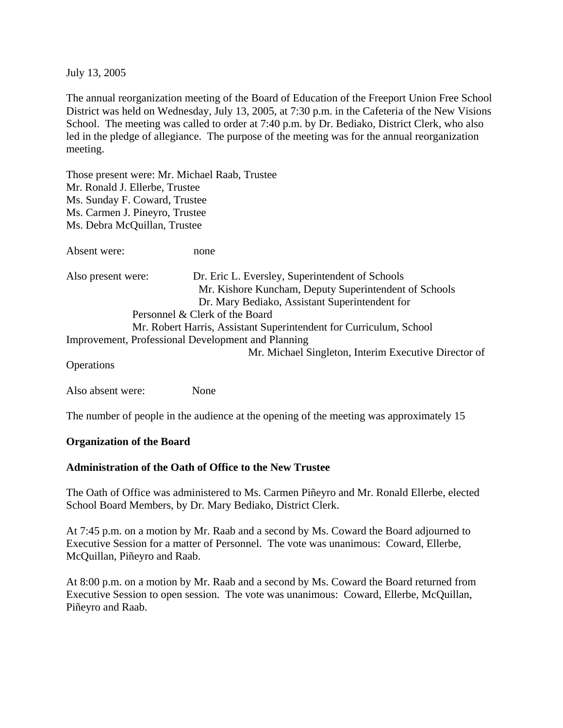July 13, 2005

The annual reorganization meeting of the Board of Education of the Freeport Union Free School District was held on Wednesday, July 13, 2005, at 7:30 p.m. in the Cafeteria of the New Visions School. The meeting was called to order at 7:40 p.m. by Dr. Bediako, District Clerk, who also led in the pledge of allegiance. The purpose of the meeting was for the annual reorganization meeting.

Those present were: Mr. Michael Raab, Trustee
Mr. Ronald J. Ellerbe, Trustee
Ms. Sunday F. Coward, Trustee
Ms. Carmen J. Pineyro, Trustee
Ms. Debra McQuillan, Trustee

Absent were: none

Also present were: Dr. Eric L. Eversley, Superintendent of Schools
Mr. Kishore Kuncham, Deputy Superintendent of Schools
Dr. Mary Bediako, Assistant Superintendent for Personnel & Clerk of the Board
Mr. Robert Harris, Assistant Superintendent for Curriculum, School Improvement, Professional Development and Planning
Mr. Michael Singleton, Interim Executive Director of Operations

Also absent were: None

The number of people in the audience at the opening of the meeting was approximately 15

**Organization of the Board**

**Administration of the Oath of Office to the New Trustee**

The Oath of Office was administered to Ms. Carmen Piñeyro and Mr. Ronald Ellerbe, elected School Board Members, by Dr. Mary Bediako, District Clerk.

At 7:45 p.m. on a motion by Mr. Raab and a second by Ms. Coward the Board adjourned to Executive Session for a matter of Personnel. The vote was unanimous: Coward, Ellerbe, McQuillan, Piñeyro and Raab.

At 8:00 p.m. on a motion by Mr. Raab and a second by Ms. Coward the Board returned from Executive Session to open session. The vote was unanimous: Coward, Ellerbe, McQuillan, Piñeyro and Raab.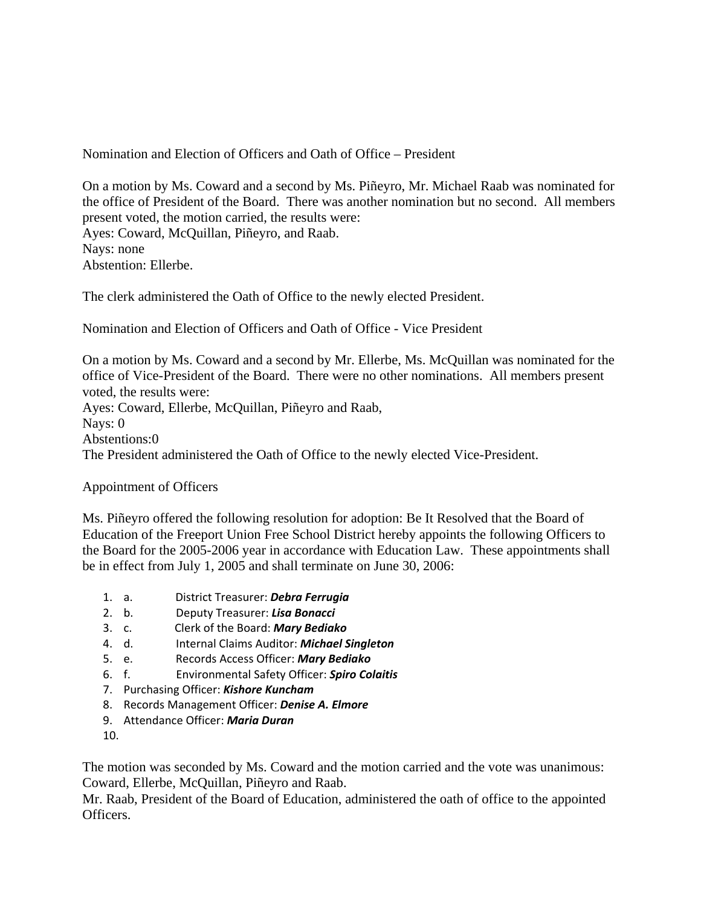Nomination and Election of Officers and Oath of Office – President

On a motion by Ms. Coward and a second by Ms. Piñeyro, Mr. Michael Raab was nominated for the office of President of the Board. There was another nomination but no second. All members present voted, the motion carried, the results were:
Ayes: Coward, McQuillan, Piñeyro, and Raab.
Nays: none
Abstention: Ellerbe.

The clerk administered the Oath of Office to the newly elected President.

Nomination and Election of Officers and Oath of Office - Vice President

On a motion by Ms. Coward and a second by Mr. Ellerbe, Ms. McQuillan was nominated for the office of Vice-President of the Board. There were no other nominations. All members present voted, the results were:
Ayes: Coward, Ellerbe, McQuillan, Piñeyro and Raab,
Nays: 0
Abstentions:0
The President administered the Oath of Office to the newly elected Vice-President.

Appointment of Officers

Ms. Piñeyro offered the following resolution for adoption: Be It Resolved that the Board of Education of the Freeport Union Free School District hereby appoints the following Officers to the Board for the 2005-2006 year in accordance with Education Law. These appointments shall be in effect from July 1, 2005 and shall terminate on June 30, 2006:

1. a. District Treasurer: ***Debra Ferrugia***
2. b. Deputy Treasurer: ***Lisa Bonacci***
3. c. Clerk of the Board: ***Mary Bediako***
4. d. Internal Claims Auditor: ***Michael Singleton***
5. e. Records Access Officer: ***Mary Bediako***
6. f. Environmental Safety Officer: ***Spiro Colaitis***
7. Purchasing Officer: ***Kishore Kuncham***
8. Records Management Officer: ***Denise A. Elmore***
9. Attendance Officer: ***Maria Duran***
10.

The motion was seconded by Ms. Coward and the motion carried and the vote was unanimous: Coward, Ellerbe, McQuillan, Piñeyro and Raab.
Mr. Raab, President of the Board of Education, administered the oath of office to the appointed Officers.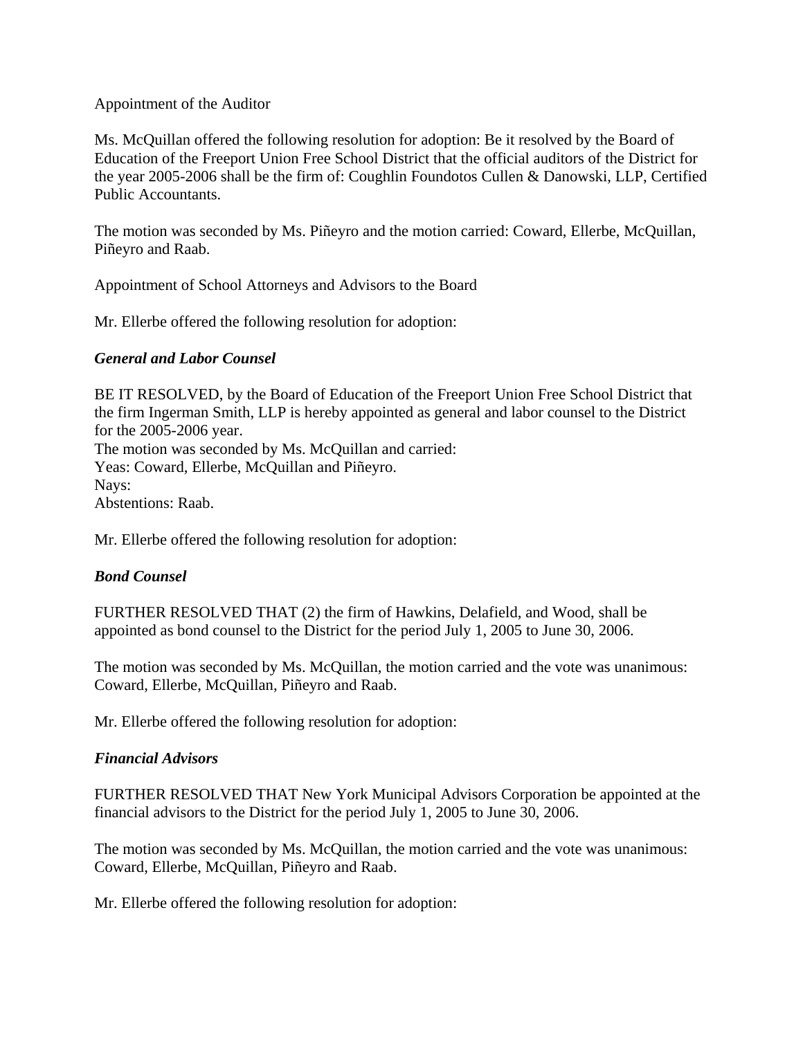Appointment of the Auditor

Ms. McQuillan offered the following resolution for adoption: Be it resolved by the Board of Education of the Freeport Union Free School District that the official auditors of the District for the year 2005-2006 shall be the firm of: Coughlin Foundotos Cullen & Danowski, LLP, Certified Public Accountants.

The motion was seconded by Ms. Piñeyro and the motion carried: Coward, Ellerbe, McQuillan, Piñeyro and Raab.

Appointment of School Attorneys and Advisors to the Board

Mr. Ellerbe offered the following resolution for adoption:

***General and Labor Counsel***

BE IT RESOLVED, by the Board of Education of the Freeport Union Free School District that the firm Ingerman Smith, LLP is hereby appointed as general and labor counsel to the District for the 2005-2006 year.
The motion was seconded by Ms. McQuillan and carried:
Yeas: Coward, Ellerbe, McQuillan and Piñeyro.
Nays:
Abstentions: Raab.

Mr. Ellerbe offered the following resolution for adoption:

***Bond Counsel***

FURTHER RESOLVED THAT (2) the firm of Hawkins, Delafield, and Wood, shall be appointed as bond counsel to the District for the period July 1, 2005 to June 30, 2006.

The motion was seconded by Ms. McQuillan, the motion carried and the vote was unanimous: Coward, Ellerbe, McQuillan, Piñeyro and Raab.

Mr. Ellerbe offered the following resolution for adoption:

***Financial Advisors***

FURTHER RESOLVED THAT New York Municipal Advisors Corporation be appointed at the financial advisors to the District for the period July 1, 2005 to June 30, 2006.

The motion was seconded by Ms. McQuillan, the motion carried and the vote was unanimous: Coward, Ellerbe, McQuillan, Piñeyro and Raab.

Mr. Ellerbe offered the following resolution for adoption: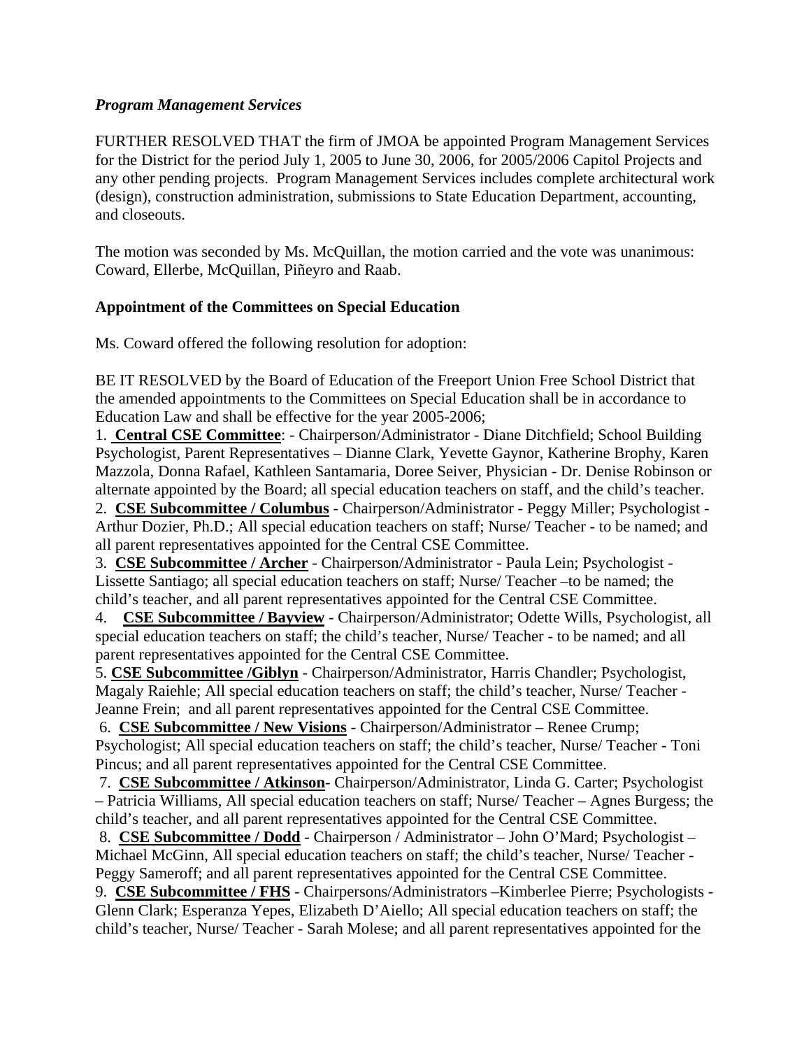***Program Management Services***

FURTHER RESOLVED THAT the firm of JMOA be appointed Program Management Services for the District for the period July 1, 2005 to June 30, 2006, for 2005/2006 Capitol Projects and any other pending projects. Program Management Services includes complete architectural work (design), construction administration, submissions to State Education Department, accounting, and closeouts.

The motion was seconded by Ms. McQuillan, the motion carried and the vote was unanimous: Coward, Ellerbe, McQuillan, Piñeyro and Raab.

**Appointment of the Committees on Special Education**

Ms. Coward offered the following resolution for adoption:

BE IT RESOLVED by the Board of Education of the Freeport Union Free School District that the amended appointments to the Committees on Special Education shall be in accordance to Education Law and shall be effective for the year 2005-2006;

1. **<u>Central CSE Committee</u>**: - Chairperson/Administrator - Diane Ditchfield; School Building Psychologist, Parent Representatives – Dianne Clark, Yevette Gaynor, Katherine Brophy, Karen Mazzola, Donna Rafael, Kathleen Santamaria, Doree Seiver, Physician - Dr. Denise Robinson or alternate appointed by the Board; all special education teachers on staff, and the child's teacher.
2. **<u>CSE Subcommittee / Columbus</u>** - Chairperson/Administrator - Peggy Miller; Psychologist - Arthur Dozier, Ph.D.; All special education teachers on staff; Nurse/ Teacher - to be named; and all parent representatives appointed for the Central CSE Committee.
3. **<u>CSE Subcommittee / Archer</u>** - Chairperson/Administrator - Paula Lein; Psychologist - Lissette Santiago; all special education teachers on staff; Nurse/ Teacher –to be named; the child's teacher, and all parent representatives appointed for the Central CSE Committee.
4. **<u>CSE Subcommittee / Bayview</u>** - Chairperson/Administrator; Odette Wills, Psychologist, all special education teachers on staff; the child's teacher, Nurse/ Teacher - to be named; and all parent representatives appointed for the Central CSE Committee.
5. **<u>CSE Subcommittee /Giblyn</u>** - Chairperson/Administrator, Harris Chandler; Psychologist, Magaly Raiehle; All special education teachers on staff; the child's teacher, Nurse/ Teacher - Jeanne Frein; and all parent representatives appointed for the Central CSE Committee.
6. **<u>CSE Subcommittee / New Visions</u>** - Chairperson/Administrator – Renee Crump; Psychologist; All special education teachers on staff; the child's teacher, Nurse/ Teacher - Toni Pincus; and all parent representatives appointed for the Central CSE Committee.
7. **<u>CSE Subcommittee / Atkinson</u>**- Chairperson/Administrator, Linda G. Carter; Psychologist – Patricia Williams, All special education teachers on staff; Nurse/ Teacher – Agnes Burgess; the child's teacher, and all parent representatives appointed for the Central CSE Committee.
8. **<u>CSE Subcommittee / Dodd</u>** - Chairperson / Administrator – John O'Mard; Psychologist – Michael McGinn, All special education teachers on staff; the child's teacher, Nurse/ Teacher - Peggy Sameroff; and all parent representatives appointed for the Central CSE Committee.
9. **<u>CSE Subcommittee / FHS</u>** - Chairpersons/Administrators –Kimberlee Pierre; Psychologists - Glenn Clark; Esperanza Yepes, Elizabeth D'Aiello; All special education teachers on staff; the child's teacher, Nurse/ Teacher - Sarah Molese; and all parent representatives appointed for the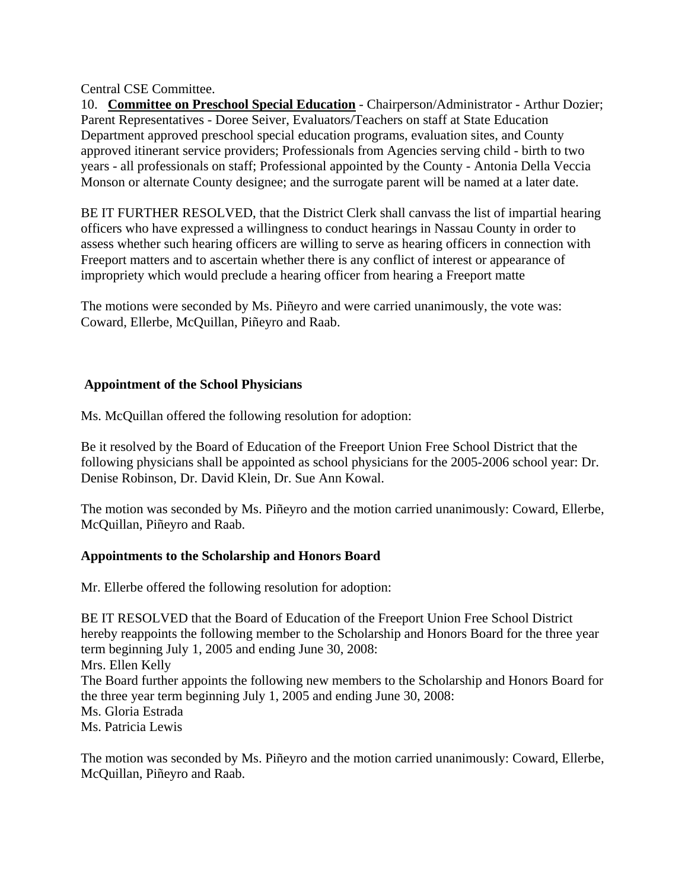Central CSE Committee.

10. **Committee on Preschool Special Education** - Chairperson/Administrator - Arthur Dozier; Parent Representatives - Doree Seiver, Evaluators/Teachers on staff at State Education Department approved preschool special education programs, evaluation sites, and County approved itinerant service providers; Professionals from Agencies serving child - birth to two years - all professionals on staff; Professional appointed by the County - Antonia Della Veccia Monson or alternate County designee; and the surrogate parent will be named at a later date.

BE IT FURTHER RESOLVED, that the District Clerk shall canvass the list of impartial hearing officers who have expressed a willingness to conduct hearings in Nassau County in order to assess whether such hearing officers are willing to serve as hearing officers in connection with Freeport matters and to ascertain whether there is any conflict of interest or appearance of impropriety which would preclude a hearing officer from hearing a Freeport matte

The motions were seconded by Ms. Piñeyro and were carried unanimously, the vote was: Coward, Ellerbe, McQuillan, Piñeyro and Raab.

**Appointment of the School Physicians**

Ms. McQuillan offered the following resolution for adoption:

Be it resolved by the Board of Education of the Freeport Union Free School District that the following physicians shall be appointed as school physicians for the 2005-2006 school year: Dr. Denise Robinson, Dr. David Klein, Dr. Sue Ann Kowal.

The motion was seconded by Ms. Piñeyro and the motion carried unanimously: Coward, Ellerbe, McQuillan, Piñeyro and Raab.

**Appointments to the Scholarship and Honors Board**

Mr. Ellerbe offered the following resolution for adoption:

BE IT RESOLVED that the Board of Education of the Freeport Union Free School District hereby reappoints the following member to the Scholarship and Honors Board for the three year term beginning July 1, 2005 and ending June 30, 2008:
Mrs. Ellen Kelly
The Board further appoints the following new members to the Scholarship and Honors Board for the three year term beginning July 1, 2005 and ending June 30, 2008:
Ms. Gloria Estrada
Ms. Patricia Lewis

The motion was seconded by Ms. Piñeyro and the motion carried unanimously: Coward, Ellerbe, McQuillan, Piñeyro and Raab.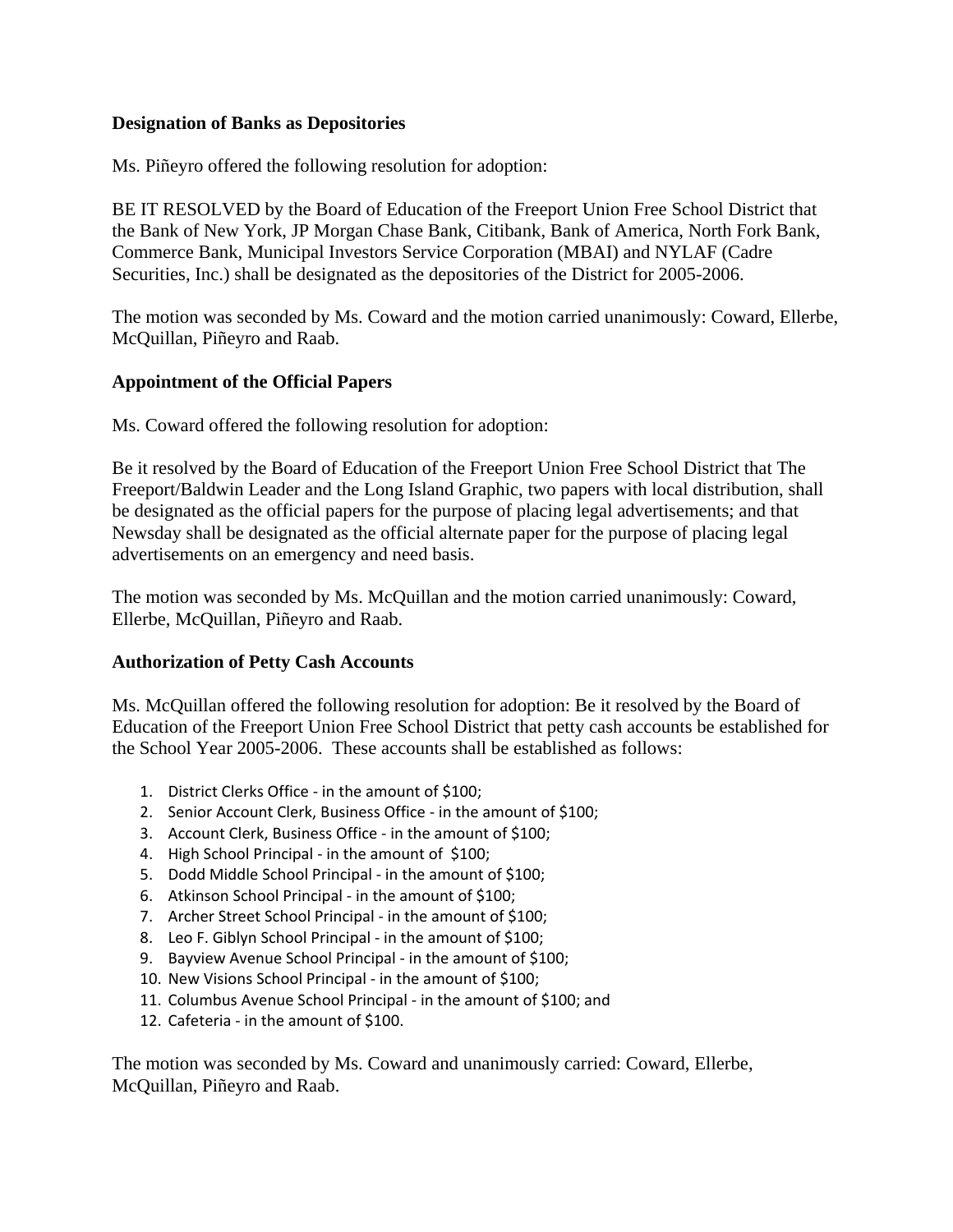**Designation of Banks as Depositories**

Ms. Piñeyro offered the following resolution for adoption:

BE IT RESOLVED by the Board of Education of the Freeport Union Free School District that the Bank of New York, JP Morgan Chase Bank, Citibank, Bank of America, North Fork Bank, Commerce Bank, Municipal Investors Service Corporation (MBAI) and NYLAF (Cadre Securities, Inc.) shall be designated as the depositories of the District for 2005-2006.

The motion was seconded by Ms. Coward and the motion carried unanimously: Coward, Ellerbe, McQuillan, Piñeyro and Raab.

**Appointment of the Official Papers**

Ms. Coward offered the following resolution for adoption:

Be it resolved by the Board of Education of the Freeport Union Free School District that The Freeport/Baldwin Leader and the Long Island Graphic, two papers with local distribution, shall be designated as the official papers for the purpose of placing legal advertisements; and that Newsday shall be designated as the official alternate paper for the purpose of placing legal advertisements on an emergency and need basis.

The motion was seconded by Ms. McQuillan and the motion carried unanimously: Coward, Ellerbe, McQuillan, Piñeyro and Raab.

**Authorization of Petty Cash Accounts**

Ms. McQuillan offered the following resolution for adoption: Be it resolved by the Board of Education of the Freeport Union Free School District that petty cash accounts be established for the School Year 2005-2006. These accounts shall be established as follows:

1. District Clerks Office - in the amount of $100;
2. Senior Account Clerk, Business Office - in the amount of $100;
3. Account Clerk, Business Office - in the amount of $100;
4. High School Principal - in the amount of $100;
5. Dodd Middle School Principal - in the amount of $100;
6. Atkinson School Principal - in the amount of $100;
7. Archer Street School Principal - in the amount of $100;
8. Leo F. Giblyn School Principal - in the amount of $100;
9. Bayview Avenue School Principal - in the amount of $100;
10. New Visions School Principal - in the amount of $100;
11. Columbus Avenue School Principal - in the amount of $100; and
12. Cafeteria - in the amount of $100.

The motion was seconded by Ms. Coward and unanimously carried: Coward, Ellerbe, McQuillan, Piñeyro and Raab.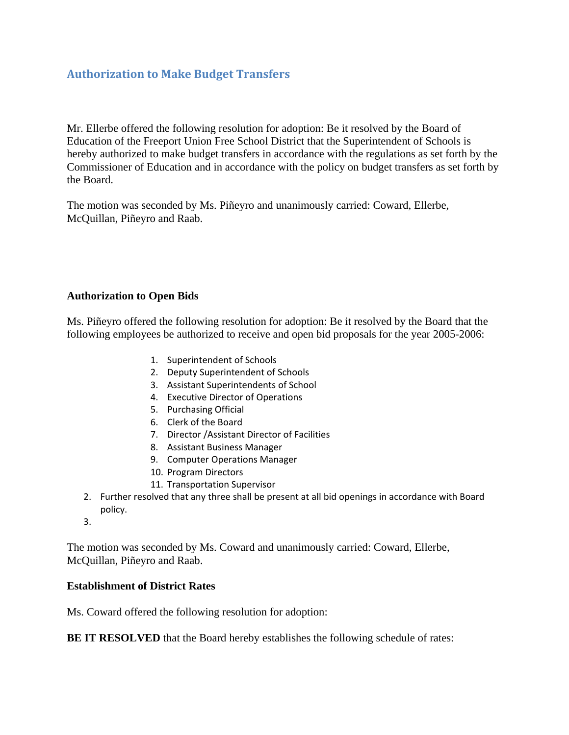## Authorization to Make Budget Transfers

Mr. Ellerbe offered the following resolution for adoption: Be it resolved by the Board of Education of the Freeport Union Free School District that the Superintendent of Schools is hereby authorized to make budget transfers in accordance with the regulations as set forth by the Commissioner of Education and in accordance with the policy on budget transfers as set forth by the Board.

The motion was seconded by Ms. Piñeyro and unanimously carried: Coward, Ellerbe, McQuillan, Piñeyro and Raab.

**Authorization to Open Bids**

Ms. Piñeyro offered the following resolution for adoption: Be it resolved by the Board that the following employees be authorized to receive and open bid proposals for the year 2005-2006:

1. Superintendent of Schools
2. Deputy Superintendent of Schools
3. Assistant Superintendents of School
4. Executive Director of Operations
5. Purchasing Official
6. Clerk of the Board
7. Director /Assistant Director of Facilities
8. Assistant Business Manager
9. Computer Operations Manager
10. Program Directors
11. Transportation Supervisor

2. Further resolved that any three shall be present at all bid openings in accordance with Board policy.
3. 

The motion was seconded by Ms. Coward and unanimously carried: Coward, Ellerbe, McQuillan, Piñeyro and Raab.

**Establishment of District Rates**

Ms. Coward offered the following resolution for adoption:

**BE IT RESOLVED** that the Board hereby establishes the following schedule of rates: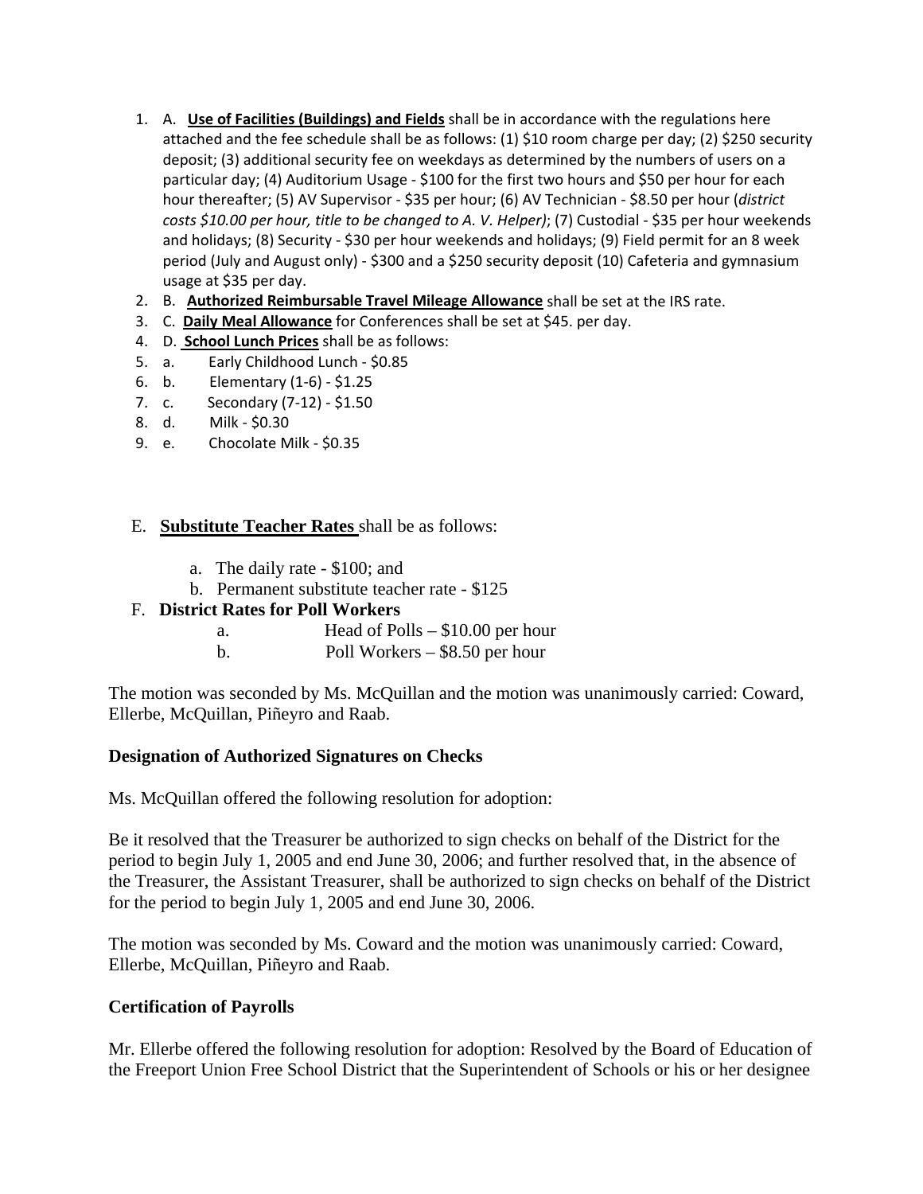1. A. **Use of Facilities (Buildings) and Fields** shall be in accordance with the regulations here attached and the fee schedule shall be as follows: (1) $10 room charge per day; (2) $250 security deposit; (3) additional security fee on weekdays as determined by the numbers of users on a particular day; (4) Auditorium Usage - $100 for the first two hours and $50 per hour for each hour thereafter; (5) AV Supervisor - $35 per hour; (6) AV Technician - $8.50 per hour (*district costs $10.00 per hour, title to be changed to A. V. Helper)*; (7) Custodial - $35 per hour weekends and holidays; (8) Security - $30 per hour weekends and holidays; (9) Field permit for an 8 week period (July and August only) - $300 and a $250 security deposit (10) Cafeteria and gymnasium usage at $35 per day.
2. B. **Authorized Reimbursable Travel Mileage Allowance** shall be set at the IRS rate.
3. C. **Daily Meal Allowance** for Conferences shall be set at $45. per day.
4. D. **School Lunch Prices** shall be as follows:
5. a. Early Childhood Lunch - $0.85
6. b. Elementary (1-6) - $1.25
7. c. Secondary (7-12) - $1.50
8. d. Milk - $0.30
9. e. Chocolate Milk - $0.35

E. **Substitute Teacher Rates** shall be as follows:

a. The daily rate - $100; and
b. Permanent substitute teacher rate - $125

F. **District Rates for Poll Workers**

a. Head of Polls – $10.00 per hour
b. Poll Workers – $8.50 per hour

The motion was seconded by Ms. McQuillan and the motion was unanimously carried: Coward, Ellerbe, McQuillan, Piñeyro and Raab.

**Designation of Authorized Signatures on Checks**

Ms. McQuillan offered the following resolution for adoption:

Be it resolved that the Treasurer be authorized to sign checks on behalf of the District for the period to begin July 1, 2005 and end June 30, 2006; and further resolved that, in the absence of the Treasurer, the Assistant Treasurer, shall be authorized to sign checks on behalf of the District for the period to begin July 1, 2005 and end June 30, 2006.

The motion was seconded by Ms. Coward and the motion was unanimously carried: Coward, Ellerbe, McQuillan, Piñeyro and Raab.

**Certification of Payrolls**

Mr. Ellerbe offered the following resolution for adoption: Resolved by the Board of Education of the Freeport Union Free School District that the Superintendent of Schools or his or her designee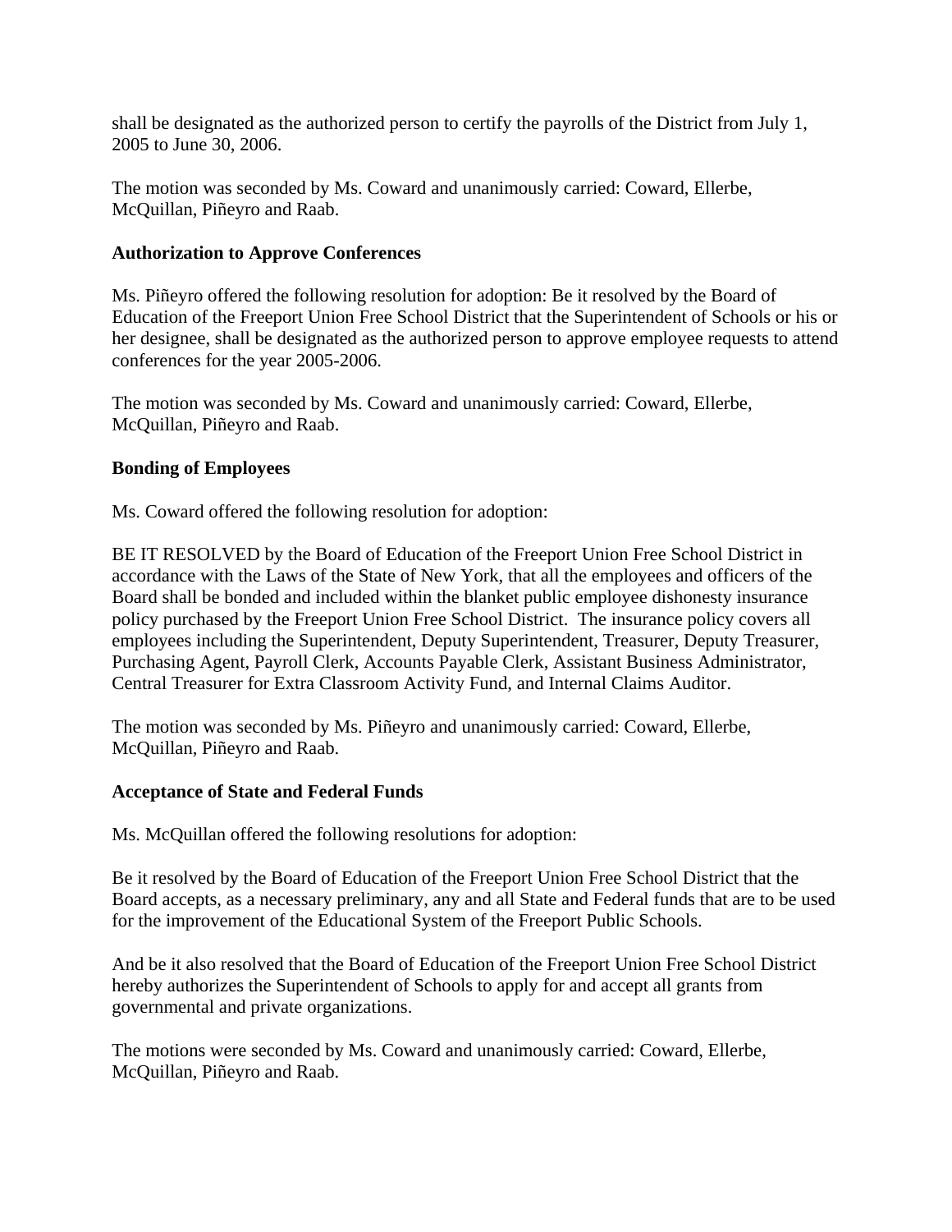shall be designated as the authorized person to certify the payrolls of the District from July 1, 2005 to June 30, 2006.

The motion was seconded by Ms. Coward and unanimously carried: Coward, Ellerbe, McQuillan, Piñeyro and Raab.

**Authorization to Approve Conferences**

Ms. Piñeyro offered the following resolution for adoption: Be it resolved by the Board of Education of the Freeport Union Free School District that the Superintendent of Schools or his or her designee, shall be designated as the authorized person to approve employee requests to attend conferences for the year 2005-2006.

The motion was seconded by Ms. Coward and unanimously carried: Coward, Ellerbe, McQuillan, Piñeyro and Raab.

**Bonding of Employees**

Ms. Coward offered the following resolution for adoption:

BE IT RESOLVED by the Board of Education of the Freeport Union Free School District in accordance with the Laws of the State of New York, that all the employees and officers of the Board shall be bonded and included within the blanket public employee dishonesty insurance policy purchased by the Freeport Union Free School District. The insurance policy covers all employees including the Superintendent, Deputy Superintendent, Treasurer, Deputy Treasurer, Purchasing Agent, Payroll Clerk, Accounts Payable Clerk, Assistant Business Administrator, Central Treasurer for Extra Classroom Activity Fund, and Internal Claims Auditor.

The motion was seconded by Ms. Piñeyro and unanimously carried: Coward, Ellerbe, McQuillan, Piñeyro and Raab.

**Acceptance of State and Federal Funds**

Ms. McQuillan offered the following resolutions for adoption:

Be it resolved by the Board of Education of the Freeport Union Free School District that the Board accepts, as a necessary preliminary, any and all State and Federal funds that are to be used for the improvement of the Educational System of the Freeport Public Schools.

And be it also resolved that the Board of Education of the Freeport Union Free School District hereby authorizes the Superintendent of Schools to apply for and accept all grants from governmental and private organizations.

The motions were seconded by Ms. Coward and unanimously carried: Coward, Ellerbe, McQuillan, Piñeyro and Raab.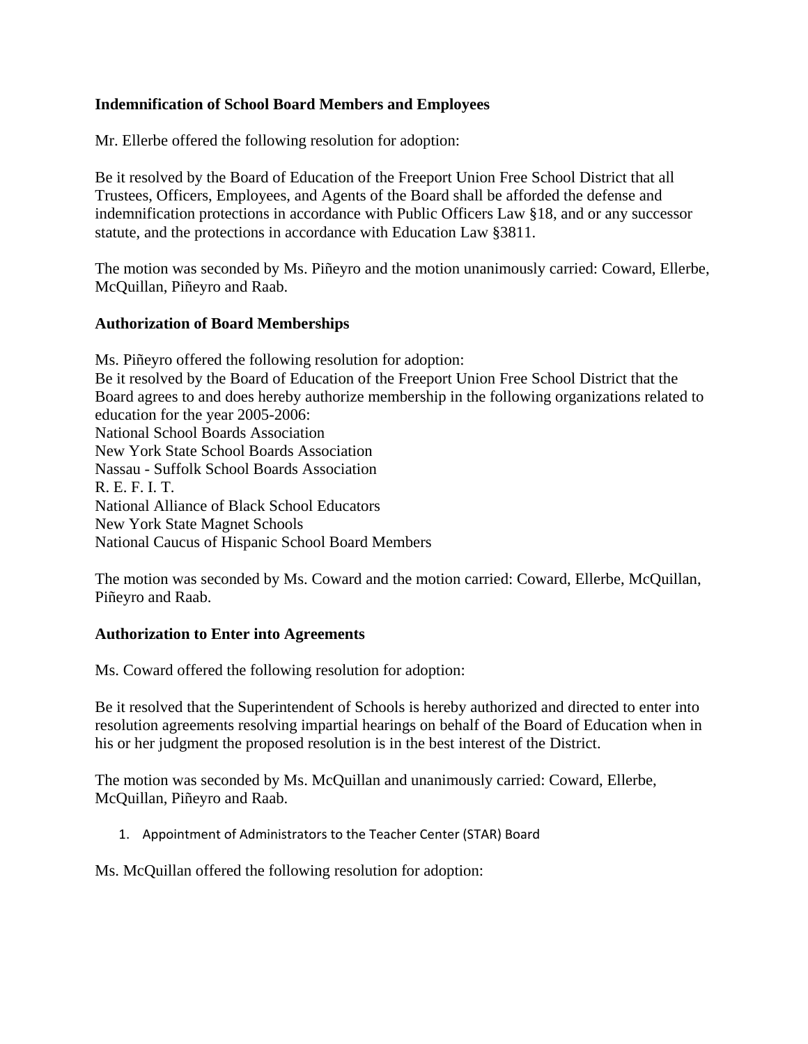**Indemnification of School Board Members and Employees**

Mr. Ellerbe offered the following resolution for adoption:

Be it resolved by the Board of Education of the Freeport Union Free School District that all Trustees, Officers, Employees, and Agents of the Board shall be afforded the defense and indemnification protections in accordance with Public Officers Law §18, and or any successor statute, and the protections in accordance with Education Law §3811.

The motion was seconded by Ms. Piñeyro and the motion unanimously carried: Coward, Ellerbe, McQuillan, Piñeyro and Raab.

**Authorization of Board Memberships**

Ms. Piñeyro offered the following resolution for adoption:
Be it resolved by the Board of Education of the Freeport Union Free School District that the Board agrees to and does hereby authorize membership in the following organizations related to education for the year 2005-2006:
National School Boards Association
New York State School Boards Association
Nassau - Suffolk School Boards Association
R. E. F. I. T.
National Alliance of Black School Educators
New York State Magnet Schools
National Caucus of Hispanic School Board Members

The motion was seconded by Ms. Coward and the motion carried: Coward, Ellerbe, McQuillan, Piñeyro and Raab.

**Authorization to Enter into Agreements**

Ms. Coward offered the following resolution for adoption:

Be it resolved that the Superintendent of Schools is hereby authorized and directed to enter into resolution agreements resolving impartial hearings on behalf of the Board of Education when in his or her judgment the proposed resolution is in the best interest of the District.

The motion was seconded by Ms. McQuillan and unanimously carried: Coward, Ellerbe, McQuillan, Piñeyro and Raab.

1. Appointment of Administrators to the Teacher Center (STAR) Board

Ms. McQuillan offered the following resolution for adoption: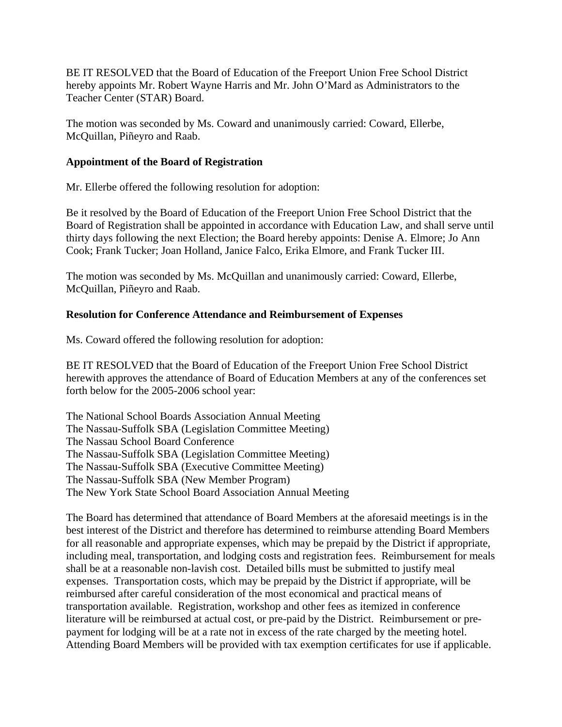BE IT RESOLVED that the Board of Education of the Freeport Union Free School District hereby appoints Mr. Robert Wayne Harris and Mr. John O'Mard as Administrators to the Teacher Center (STAR) Board.

The motion was seconded by Ms. Coward and unanimously carried: Coward, Ellerbe, McQuillan, Piñeyro and Raab.

**Appointment of the Board of Registration**

Mr. Ellerbe offered the following resolution for adoption:

Be it resolved by the Board of Education of the Freeport Union Free School District that the Board of Registration shall be appointed in accordance with Education Law, and shall serve until thirty days following the next Election; the Board hereby appoints: Denise A. Elmore; Jo Ann Cook; Frank Tucker; Joan Holland, Janice Falco, Erika Elmore, and Frank Tucker III.

The motion was seconded by Ms. McQuillan and unanimously carried: Coward, Ellerbe, McQuillan, Piñeyro and Raab.

**Resolution for Conference Attendance and Reimbursement of Expenses**

Ms. Coward offered the following resolution for adoption:

BE IT RESOLVED that the Board of Education of the Freeport Union Free School District herewith approves the attendance of Board of Education Members at any of the conferences set forth below for the 2005-2006 school year:

The National School Boards Association Annual Meeting
The Nassau-Suffolk SBA (Legislation Committee Meeting)
The Nassau School Board Conference
The Nassau-Suffolk SBA (Legislation Committee Meeting)
The Nassau-Suffolk SBA (Executive Committee Meeting)
The Nassau-Suffolk SBA (New Member Program)
The New York State School Board Association Annual Meeting

The Board has determined that attendance of Board Members at the aforesaid meetings is in the best interest of the District and therefore has determined to reimburse attending Board Members for all reasonable and appropriate expenses, which may be prepaid by the District if appropriate, including meal, transportation, and lodging costs and registration fees. Reimbursement for meals shall be at a reasonable non-lavish cost. Detailed bills must be submitted to justify meal expenses. Transportation costs, which may be prepaid by the District if appropriate, will be reimbursed after careful consideration of the most economical and practical means of transportation available. Registration, workshop and other fees as itemized in conference literature will be reimbursed at actual cost, or pre-paid by the District. Reimbursement or pre-payment for lodging will be at a rate not in excess of the rate charged by the meeting hotel. Attending Board Members will be provided with tax exemption certificates for use if applicable.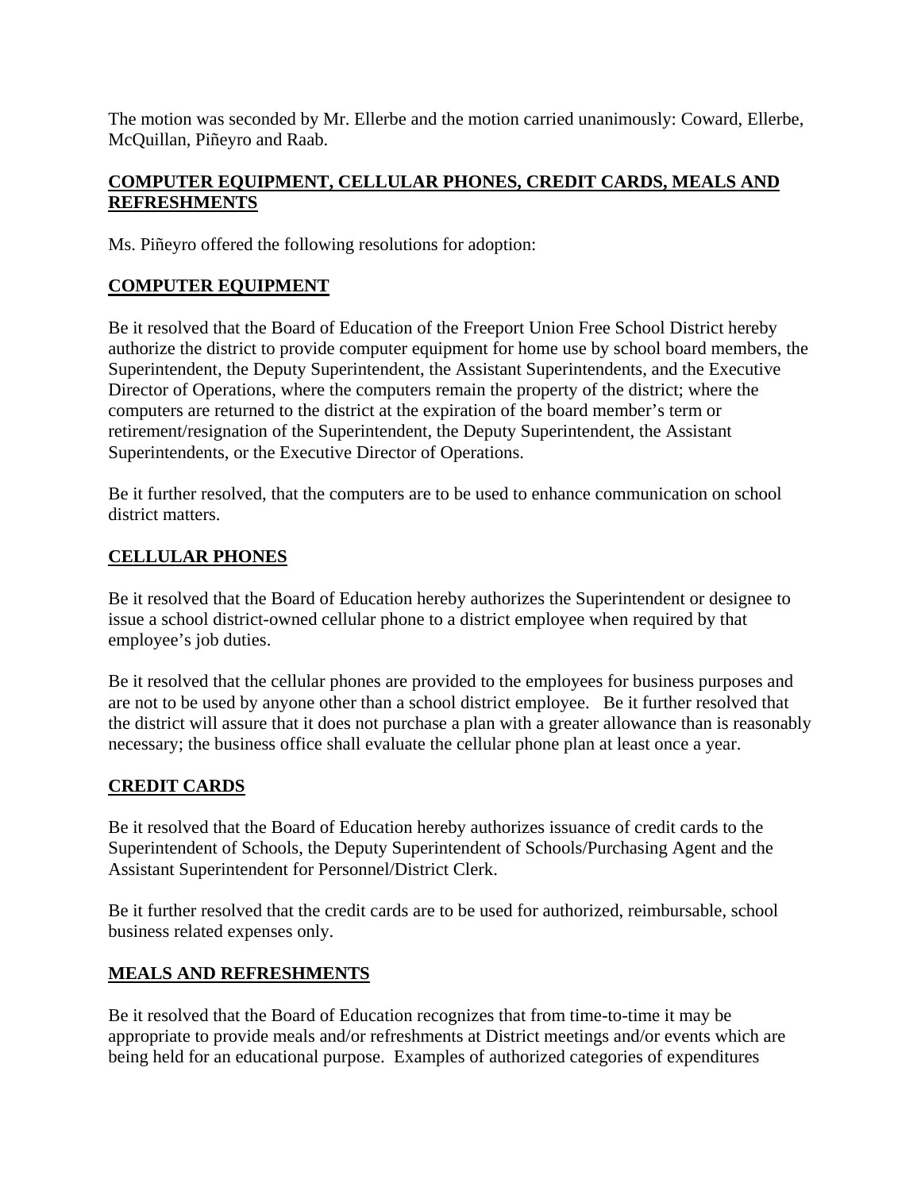The motion was seconded by Mr. Ellerbe and the motion carried unanimously: Coward, Ellerbe, McQuillan, Piñeyro and Raab.

## COMPUTER EQUIPMENT, CELLULAR PHONES, CREDIT CARDS, MEALS AND REFRESHMENTS

Ms. Piñeyro offered the following resolutions for adoption:

### COMPUTER EQUIPMENT

Be it resolved that the Board of Education of the Freeport Union Free School District hereby authorize the district to provide computer equipment for home use by school board members, the Superintendent, the Deputy Superintendent, the Assistant Superintendents, and the Executive Director of Operations, where the computers remain the property of the district; where the computers are returned to the district at the expiration of the board member's term or retirement/resignation of the Superintendent, the Deputy Superintendent, the Assistant Superintendents, or the Executive Director of Operations.

Be it further resolved, that the computers are to be used to enhance communication on school district matters.

### CELLULAR PHONES

Be it resolved that the Board of Education hereby authorizes the Superintendent or designee to issue a school district-owned cellular phone to a district employee when required by that employee's job duties.

Be it resolved that the cellular phones are provided to the employees for business purposes and are not to be used by anyone other than a school district employee. Be it further resolved that the district will assure that it does not purchase a plan with a greater allowance than is reasonably necessary; the business office shall evaluate the cellular phone plan at least once a year.

### CREDIT CARDS

Be it resolved that the Board of Education hereby authorizes issuance of credit cards to the Superintendent of Schools, the Deputy Superintendent of Schools/Purchasing Agent and the Assistant Superintendent for Personnel/District Clerk.

Be it further resolved that the credit cards are to be used for authorized, reimbursable, school business related expenses only.

### MEALS AND REFRESHMENTS

Be it resolved that the Board of Education recognizes that from time-to-time it may be appropriate to provide meals and/or refreshments at District meetings and/or events which are being held for an educational purpose. Examples of authorized categories of expenditures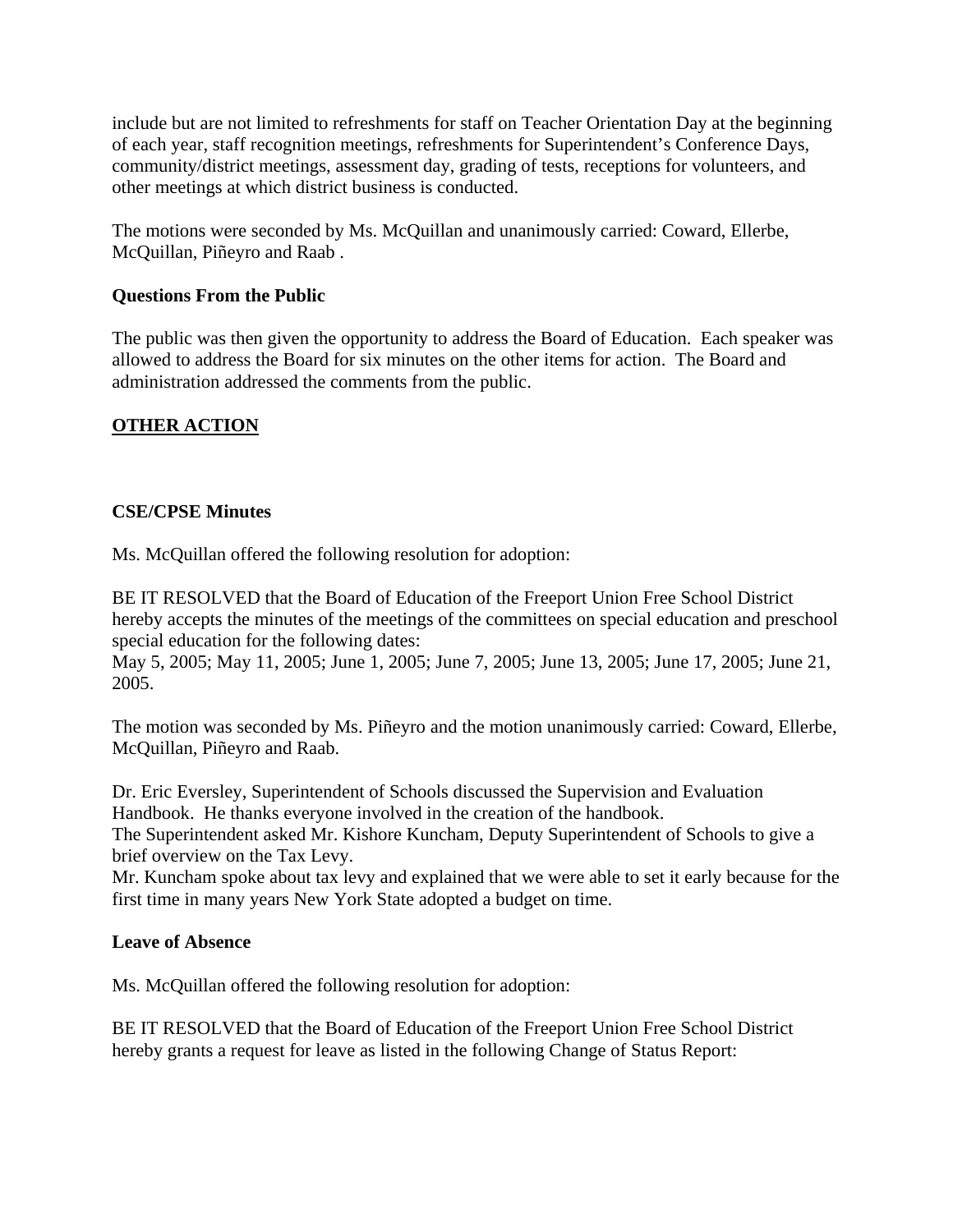include but are not limited to refreshments for staff on Teacher Orientation Day at the beginning of each year, staff recognition meetings, refreshments for Superintendent's Conference Days, community/district meetings, assessment day, grading of tests, receptions for volunteers, and other meetings at which district business is conducted.

The motions were seconded by Ms. McQuillan and unanimously carried: Coward, Ellerbe, McQuillan, Piñeyro and Raab .

**Questions From the Public**

The public was then given the opportunity to address the Board of Education. Each speaker was allowed to address the Board for six minutes on the other items for action. The Board and administration addressed the comments from the public.

**OTHER ACTION**

**CSE/CPSE Minutes**

Ms. McQuillan offered the following resolution for adoption:

BE IT RESOLVED that the Board of Education of the Freeport Union Free School District hereby accepts the minutes of the meetings of the committees on special education and preschool special education for the following dates:
May 5, 2005; May 11, 2005; June 1, 2005; June 7, 2005; June 13, 2005; June 17, 2005; June 21, 2005.

The motion was seconded by Ms. Piñeyro and the motion unanimously carried: Coward, Ellerbe, McQuillan, Piñeyro and Raab.

Dr. Eric Eversley, Superintendent of Schools discussed the Supervision and Evaluation Handbook. He thanks everyone involved in the creation of the handbook.
The Superintendent asked Mr. Kishore Kuncham, Deputy Superintendent of Schools to give a brief overview on the Tax Levy.
Mr. Kuncham spoke about tax levy and explained that we were able to set it early because for the first time in many years New York State adopted a budget on time.

**Leave of Absence**

Ms. McQuillan offered the following resolution for adoption:

BE IT RESOLVED that the Board of Education of the Freeport Union Free School District hereby grants a request for leave as listed in the following Change of Status Report: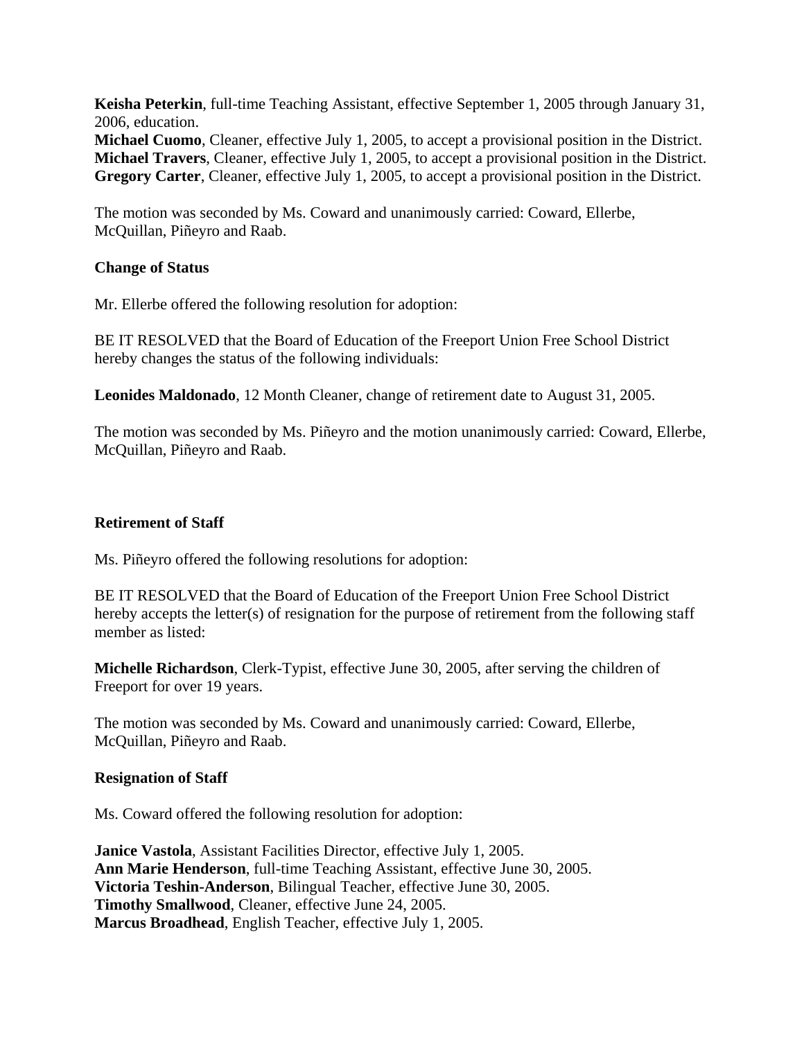**Keisha Peterkin**, full-time Teaching Assistant, effective September 1, 2005 through January 31, 2006, education.
**Michael Cuomo**, Cleaner, effective July 1, 2005, to accept a provisional position in the District.
**Michael Travers**, Cleaner, effective July 1, 2005, to accept a provisional position in the District.
**Gregory Carter**, Cleaner, effective July 1, 2005, to accept a provisional position in the District.

The motion was seconded by Ms. Coward and unanimously carried: Coward, Ellerbe, McQuillan, Piñeyro and Raab.

**Change of Status**

Mr. Ellerbe offered the following resolution for adoption:

BE IT RESOLVED that the Board of Education of the Freeport Union Free School District hereby changes the status of the following individuals:

**Leonides Maldonado**, 12 Month Cleaner, change of retirement date to August 31, 2005.

The motion was seconded by Ms. Piñeyro and the motion unanimously carried: Coward, Ellerbe, McQuillan, Piñeyro and Raab.

**Retirement of Staff**

Ms. Piñeyro offered the following resolutions for adoption:

BE IT RESOLVED that the Board of Education of the Freeport Union Free School District hereby accepts the letter(s) of resignation for the purpose of retirement from the following staff member as listed:

**Michelle Richardson**, Clerk-Typist, effective June 30, 2005, after serving the children of Freeport for over 19 years.

The motion was seconded by Ms. Coward and unanimously carried: Coward, Ellerbe, McQuillan, Piñeyro and Raab.

**Resignation of Staff**

Ms. Coward offered the following resolution for adoption:

**Janice Vastola**, Assistant Facilities Director, effective July 1, 2005.
**Ann Marie Henderson**, full-time Teaching Assistant, effective June 30, 2005.
**Victoria Teshin-Anderson**, Bilingual Teacher, effective June 30, 2005.
**Timothy Smallwood**, Cleaner, effective June 24, 2005.
**Marcus Broadhead**, English Teacher, effective July 1, 2005.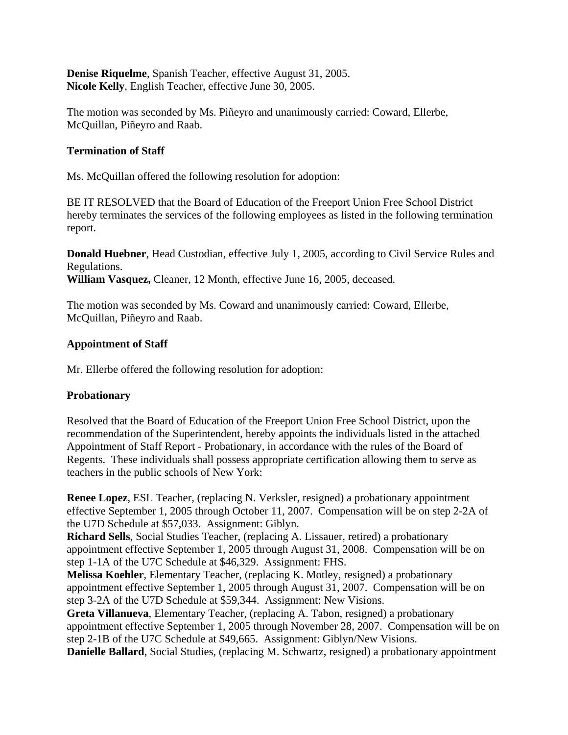**Denise Riquelme**, Spanish Teacher, effective August 31, 2005.
**Nicole Kelly**, English Teacher, effective June 30, 2005.

The motion was seconded by Ms. Piñeyro and unanimously carried: Coward, Ellerbe, McQuillan, Piñeyro and Raab.

**Termination of Staff**

Ms. McQuillan offered the following resolution for adoption:

BE IT RESOLVED that the Board of Education of the Freeport Union Free School District hereby terminates the services of the following employees as listed in the following termination report.

**Donald Huebner**, Head Custodian, effective July 1, 2005, according to Civil Service Rules and Regulations.
**William Vasquez,** Cleaner, 12 Month, effective June 16, 2005, deceased.

The motion was seconded by Ms. Coward and unanimously carried: Coward, Ellerbe, McQuillan, Piñeyro and Raab.

**Appointment of Staff**

Mr. Ellerbe offered the following resolution for adoption:

**Probationary**

Resolved that the Board of Education of the Freeport Union Free School District, upon the recommendation of the Superintendent, hereby appoints the individuals listed in the attached Appointment of Staff Report - Probationary, in accordance with the rules of the Board of Regents. These individuals shall possess appropriate certification allowing them to serve as teachers in the public schools of New York:

**Renee Lopez**, ESL Teacher, (replacing N. Verksler, resigned) a probationary appointment effective September 1, 2005 through October 11, 2007. Compensation will be on step 2-2A of the U7D Schedule at $57,033. Assignment: Giblyn.
**Richard Sells**, Social Studies Teacher, (replacing A. Lissauer, retired) a probationary appointment effective September 1, 2005 through August 31, 2008. Compensation will be on step 1-1A of the U7C Schedule at $46,329. Assignment: FHS.
**Melissa Koehler**, Elementary Teacher, (replacing K. Motley, resigned) a probationary appointment effective September 1, 2005 through August 31, 2007. Compensation will be on step 3-2A of the U7D Schedule at $59,344. Assignment: New Visions.
**Greta Villanueva**, Elementary Teacher, (replacing A. Tabon, resigned) a probationary appointment effective September 1, 2005 through November 28, 2007. Compensation will be on step 2-1B of the U7C Schedule at $49,665. Assignment: Giblyn/New Visions.
**Danielle Ballard**, Social Studies, (replacing M. Schwartz, resigned) a probationary appointment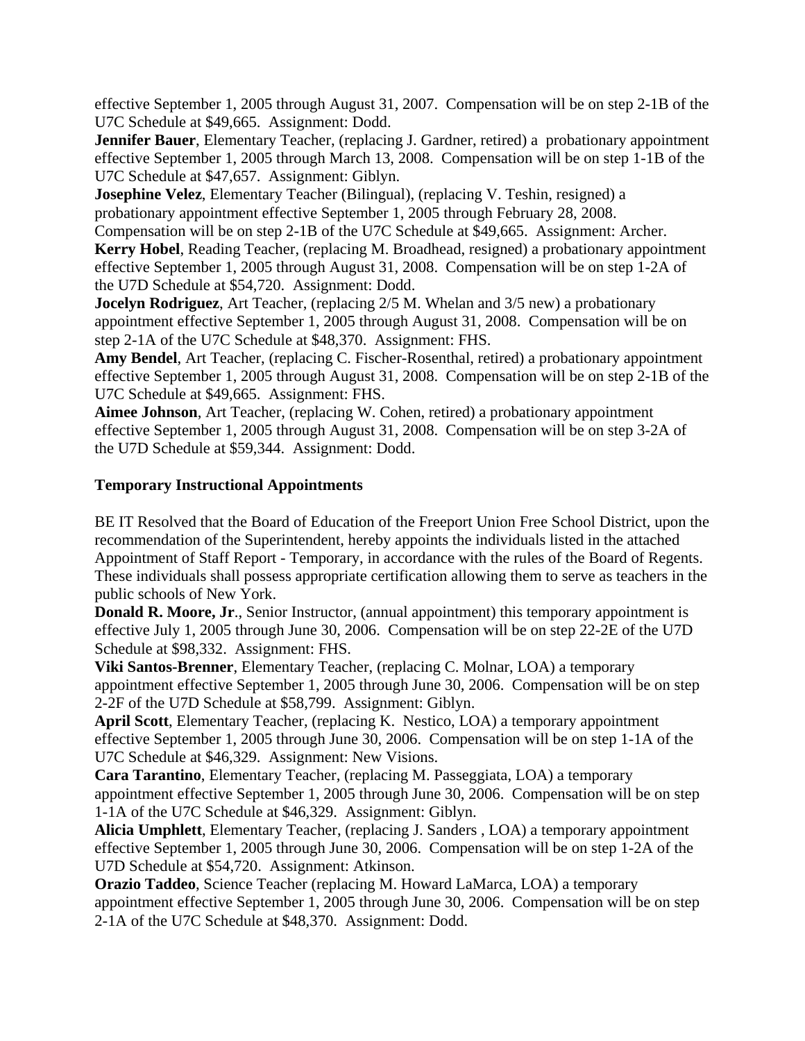effective September 1, 2005 through August 31, 2007. Compensation will be on step 2-1B of the U7C Schedule at $49,665. Assignment: Dodd.

**Jennifer Bauer**, Elementary Teacher, (replacing J. Gardner, retired) a probationary appointment effective September 1, 2005 through March 13, 2008. Compensation will be on step 1-1B of the U7C Schedule at $47,657. Assignment: Giblyn.

**Josephine Velez**, Elementary Teacher (Bilingual), (replacing V. Teshin, resigned) a probationary appointment effective September 1, 2005 through February 28, 2008. Compensation will be on step 2-1B of the U7C Schedule at $49,665. Assignment: Archer.

**Kerry Hobel**, Reading Teacher, (replacing M. Broadhead, resigned) a probationary appointment effective September 1, 2005 through August 31, 2008. Compensation will be on step 1-2A of the U7D Schedule at $54,720. Assignment: Dodd.

**Jocelyn Rodriguez**, Art Teacher, (replacing 2/5 M. Whelan and 3/5 new) a probationary appointment effective September 1, 2005 through August 31, 2008. Compensation will be on step 2-1A of the U7C Schedule at $48,370. Assignment: FHS.

**Amy Bendel**, Art Teacher, (replacing C. Fischer-Rosenthal, retired) a probationary appointment effective September 1, 2005 through August 31, 2008. Compensation will be on step 2-1B of the U7C Schedule at $49,665. Assignment: FHS.

**Aimee Johnson**, Art Teacher, (replacing W. Cohen, retired) a probationary appointment effective September 1, 2005 through August 31, 2008. Compensation will be on step 3-2A of the U7D Schedule at $59,344. Assignment: Dodd.

**Temporary Instructional Appointments**

BE IT Resolved that the Board of Education of the Freeport Union Free School District, upon the recommendation of the Superintendent, hereby appoints the individuals listed in the attached Appointment of Staff Report - Temporary, in accordance with the rules of the Board of Regents. These individuals shall possess appropriate certification allowing them to serve as teachers in the public schools of New York.

**Donald R. Moore, Jr**., Senior Instructor, (annual appointment) this temporary appointment is effective July 1, 2005 through June 30, 2006. Compensation will be on step 22-2E of the U7D Schedule at $98,332. Assignment: FHS.

**Viki Santos-Brenner**, Elementary Teacher, (replacing C. Molnar, LOA) a temporary appointment effective September 1, 2005 through June 30, 2006. Compensation will be on step 2-2F of the U7D Schedule at $58,799. Assignment: Giblyn.

**April Scott**, Elementary Teacher, (replacing K. Nestico, LOA) a temporary appointment effective September 1, 2005 through June 30, 2006. Compensation will be on step 1-1A of the U7C Schedule at $46,329. Assignment: New Visions.

**Cara Tarantino**, Elementary Teacher, (replacing M. Passeggiata, LOA) a temporary appointment effective September 1, 2005 through June 30, 2006. Compensation will be on step 1-1A of the U7C Schedule at $46,329. Assignment: Giblyn.

**Alicia Umphlett**, Elementary Teacher, (replacing J. Sanders , LOA) a temporary appointment effective September 1, 2005 through June 30, 2006. Compensation will be on step 1-2A of the U7D Schedule at $54,720. Assignment: Atkinson.

**Orazio Taddeo**, Science Teacher (replacing M. Howard LaMarca, LOA) a temporary appointment effective September 1, 2005 through June 30, 2006. Compensation will be on step 2-1A of the U7C Schedule at $48,370. Assignment: Dodd.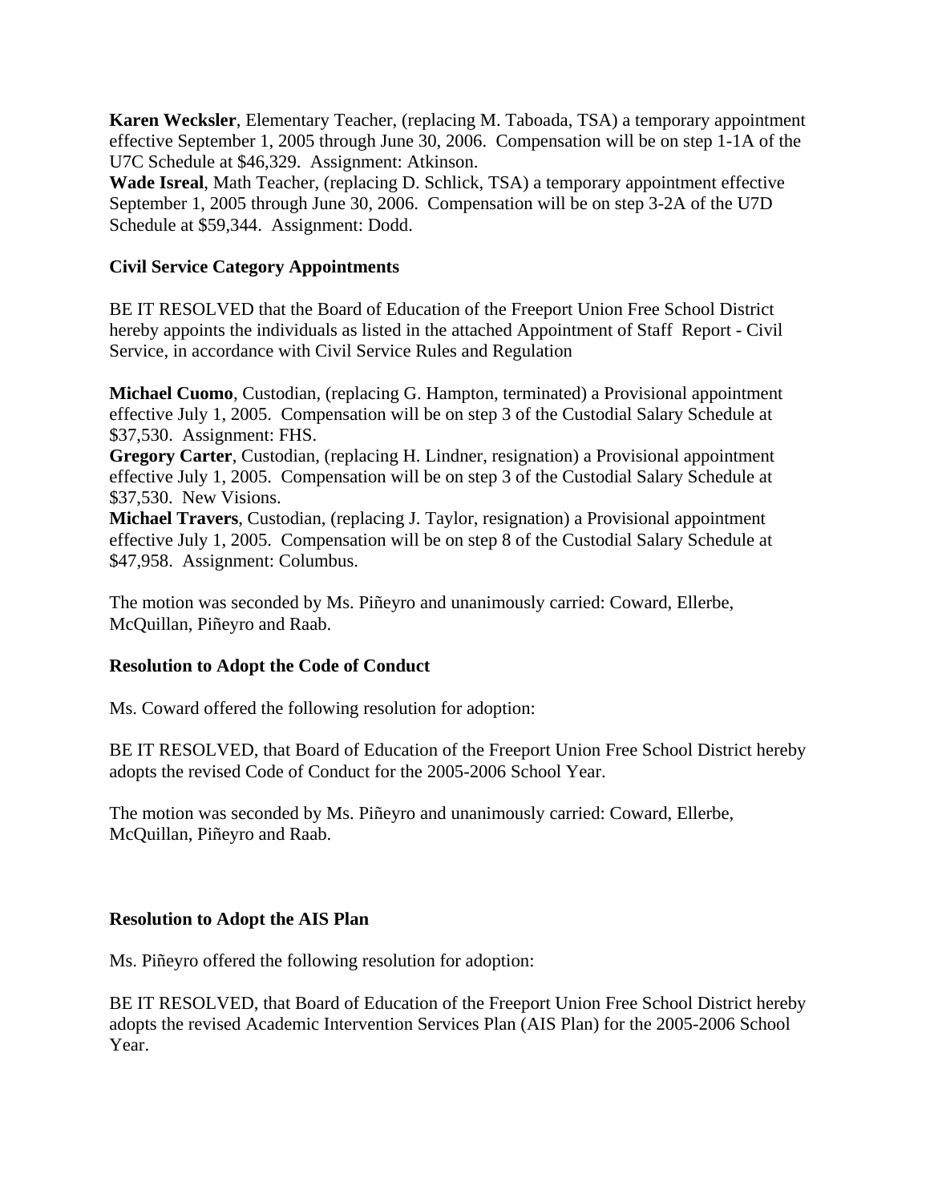**Karen Wecksler**, Elementary Teacher, (replacing M. Taboada, TSA) a temporary appointment effective September 1, 2005 through June 30, 2006. Compensation will be on step 1-1A of the U7C Schedule at $46,329. Assignment: Atkinson.
**Wade Isreal**, Math Teacher, (replacing D. Schlick, TSA) a temporary appointment effective September 1, 2005 through June 30, 2006. Compensation will be on step 3-2A of the U7D Schedule at $59,344. Assignment: Dodd.

**Civil Service Category Appointments**

BE IT RESOLVED that the Board of Education of the Freeport Union Free School District hereby appoints the individuals as listed in the attached Appointment of Staff Report - Civil Service, in accordance with Civil Service Rules and Regulation

**Michael Cuomo**, Custodian, (replacing G. Hampton, terminated) a Provisional appointment effective July 1, 2005. Compensation will be on step 3 of the Custodial Salary Schedule at $37,530. Assignment: FHS.
**Gregory Carter**, Custodian, (replacing H. Lindner, resignation) a Provisional appointment effective July 1, 2005. Compensation will be on step 3 of the Custodial Salary Schedule at $37,530. New Visions.
**Michael Travers**, Custodian, (replacing J. Taylor, resignation) a Provisional appointment effective July 1, 2005. Compensation will be on step 8 of the Custodial Salary Schedule at $47,958. Assignment: Columbus.

The motion was seconded by Ms. Piñeyro and unanimously carried: Coward, Ellerbe, McQuillan, Piñeyro and Raab.

**Resolution to Adopt the Code of Conduct**

Ms. Coward offered the following resolution for adoption:

BE IT RESOLVED, that Board of Education of the Freeport Union Free School District hereby adopts the revised Code of Conduct for the 2005-2006 School Year.

The motion was seconded by Ms. Piñeyro and unanimously carried: Coward, Ellerbe, McQuillan, Piñeyro and Raab.

**Resolution to Adopt the AIS Plan**

Ms. Piñeyro offered the following resolution for adoption:

BE IT RESOLVED, that Board of Education of the Freeport Union Free School District hereby adopts the revised Academic Intervention Services Plan (AIS Plan) for the 2005-2006 School Year.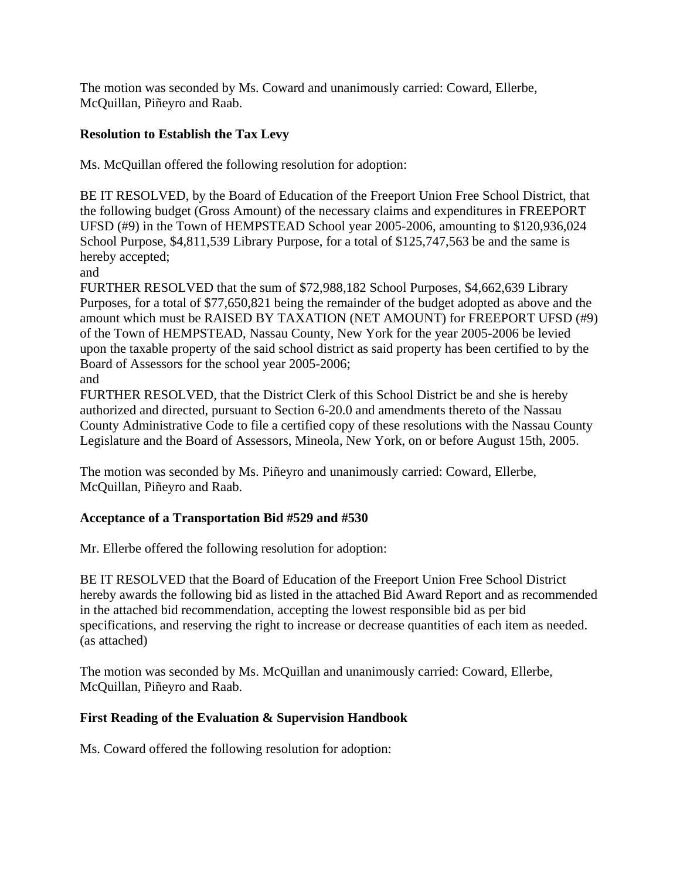The motion was seconded by Ms. Coward and unanimously carried: Coward, Ellerbe, McQuillan, Piñeyro and Raab.

**Resolution to Establish the Tax Levy**

Ms. McQuillan offered the following resolution for adoption:

BE IT RESOLVED, by the Board of Education of the Freeport Union Free School District, that the following budget (Gross Amount) of the necessary claims and expenditures in FREEPORT UFSD (#9) in the Town of HEMPSTEAD School year 2005-2006, amounting to $120,936,024 School Purpose, $4,811,539 Library Purpose, for a total of $125,747,563 be and the same is hereby accepted;

and

FURTHER RESOLVED that the sum of $72,988,182 School Purposes, $4,662,639 Library Purposes, for a total of $77,650,821 being the remainder of the budget adopted as above and the amount which must be RAISED BY TAXATION (NET AMOUNT) for FREEPORT UFSD (#9) of the Town of HEMPSTEAD, Nassau County, New York for the year 2005-2006 be levied upon the taxable property of the said school district as said property has been certified to by the Board of Assessors for the school year 2005-2006;

and

FURTHER RESOLVED, that the District Clerk of this School District be and she is hereby authorized and directed, pursuant to Section 6-20.0 and amendments thereto of the Nassau County Administrative Code to file a certified copy of these resolutions with the Nassau County Legislature and the Board of Assessors, Mineola, New York, on or before August 15th, 2005.

The motion was seconded by Ms. Piñeyro and unanimously carried: Coward, Ellerbe, McQuillan, Piñeyro and Raab.

**Acceptance of a Transportation Bid #529 and #530**

Mr. Ellerbe offered the following resolution for adoption:

BE IT RESOLVED that the Board of Education of the Freeport Union Free School District hereby awards the following bid as listed in the attached Bid Award Report and as recommended in the attached bid recommendation, accepting the lowest responsible bid as per bid specifications, and reserving the right to increase or decrease quantities of each item as needed. (as attached)

The motion was seconded by Ms. McQuillan and unanimously carried: Coward, Ellerbe, McQuillan, Piñeyro and Raab.

**First Reading of the Evaluation & Supervision Handbook**

Ms. Coward offered the following resolution for adoption: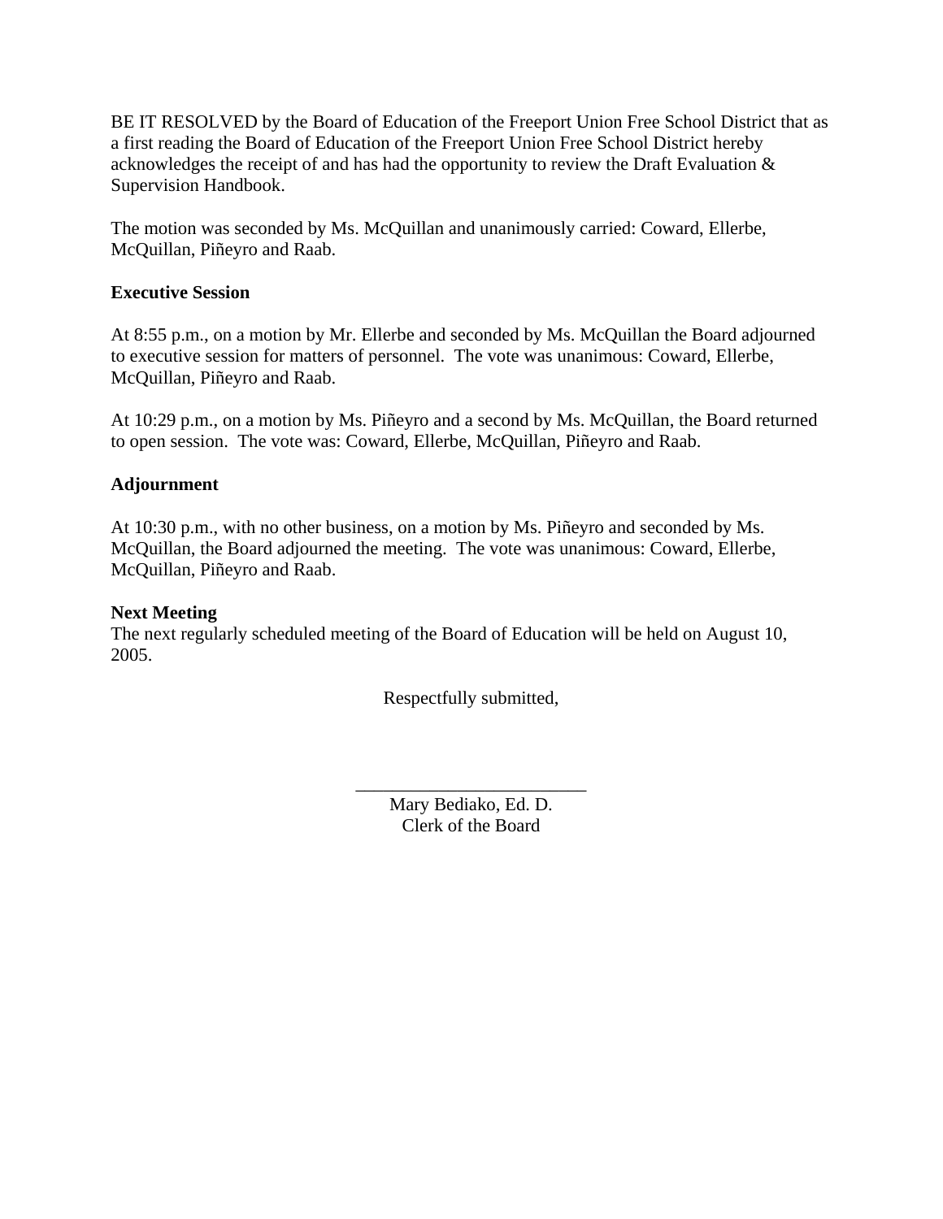BE IT RESOLVED by the Board of Education of the Freeport Union Free School District that as a first reading the Board of Education of the Freeport Union Free School District hereby acknowledges the receipt of and has had the opportunity to review the Draft Evaluation & Supervision Handbook.

The motion was seconded by Ms. McQuillan and unanimously carried: Coward, Ellerbe, McQuillan, Piñeyro and Raab.

**Executive Session**

At 8:55 p.m., on a motion by Mr. Ellerbe and seconded by Ms. McQuillan the Board adjourned to executive session for matters of personnel. The vote was unanimous: Coward, Ellerbe, McQuillan, Piñeyro and Raab.

At 10:29 p.m., on a motion by Ms. Piñeyro and a second by Ms. McQuillan, the Board returned to open session. The vote was: Coward, Ellerbe, McQuillan, Piñeyro and Raab.

**Adjournment**

At 10:30 p.m., with no other business, on a motion by Ms. Piñeyro and seconded by Ms. McQuillan, the Board adjourned the meeting. The vote was unanimous: Coward, Ellerbe, McQuillan, Piñeyro and Raab.

**Next Meeting**

The next regularly scheduled meeting of the Board of Education will be held on August 10, 2005.

Respectfully submitted,

_________________________

Mary Bediako, Ed. D.
Clerk of the Board